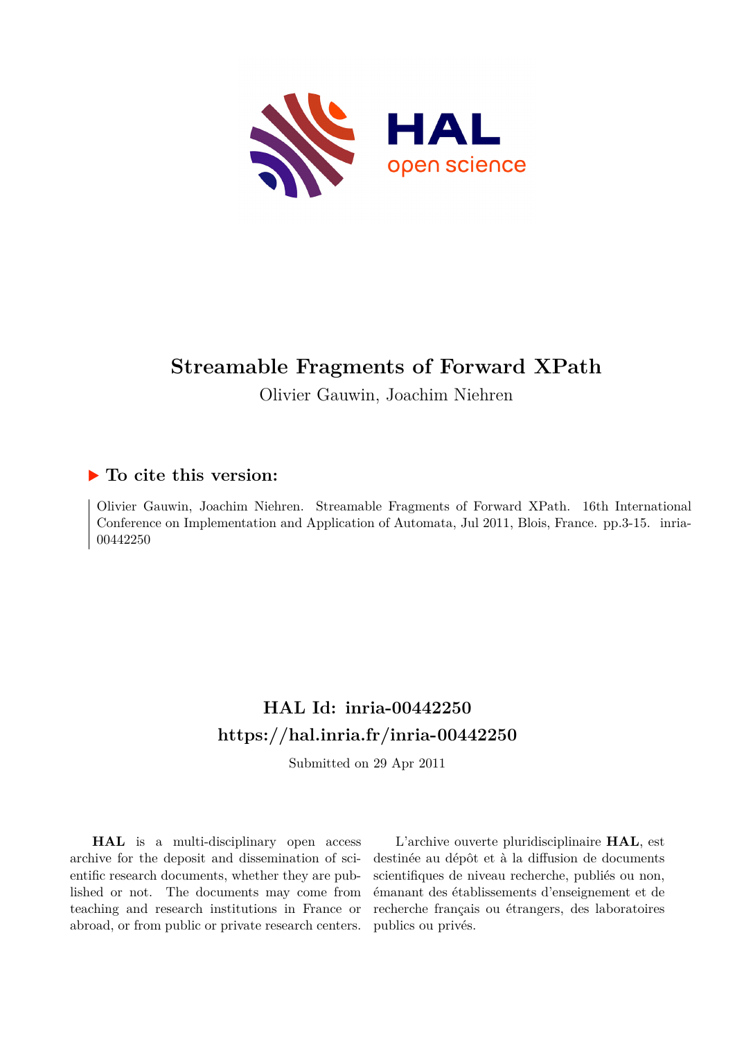# Streamable Fragments of Forward XPath

Olivier Gauwin, Joachim Niehren

## ▶ To cite this version:

Olivier Gauwin, Joachim Niehren. Streamable Fragments of Forward XPath. 16th International Conference on Implementation and Application of Automata, Jul 2011, Blois, France. pp.3-15. inria-00442250

## HAL Id: inria-00442250

## https://hal.inria.fr/inria-00442250

Submitted on 29 Apr 2011

**HAL** is a multi-disciplinary open access archive for the deposit and dissemination of scientific research documents, whether they are published or not. The documents may come from teaching and research institutions in France or abroad, or from public or private research centers.

L'archive ouverte pluridisciplinaire **HAL**, est destinée au dépôt et à la diffusion de documents scientifiques de niveau recherche, publiés ou non, émanant des établissements d'enseignement et de recherche français ou étrangers, des laboratoires publics ou privés.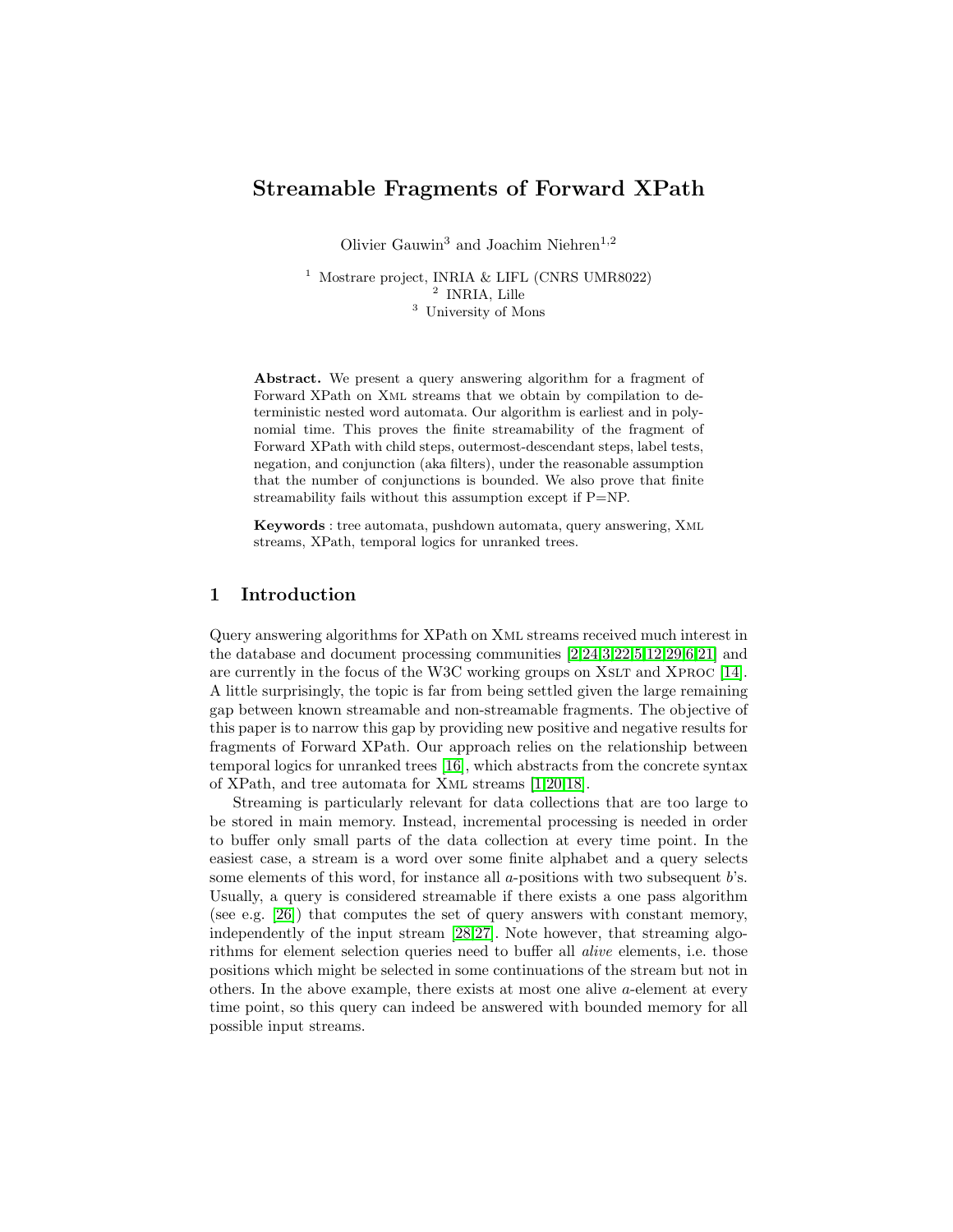# Streamable Fragments of Forward XPath

Olivier Gauwin[3] and Joachim Niehren[1,2]

[1] Mostrare project, INRIA & LIFL (CNRS UMR8022)
[2] INRIA, Lille
[3] University of Mons

**Abstract.** We present a query answering algorithm for a fragment of Forward XPath on XML streams that we obtain by compilation to deterministic nested word automata. Our algorithm is earliest and in polynomial time. This proves the finite streamability of the fragment of Forward XPath with child steps, outermost-descendant steps, label tests, negation, and conjunction (aka filters), under the reasonable assumption that the number of conjunctions is bounded. We also prove that finite streamability fails without this assumption except if P=NP.

**Keywords** : tree automata, pushdown automata, query answering, XML streams, XPath, temporal logics for unranked trees.

## 1 Introduction

Query answering algorithms for XPath on XML streams received much interest in the database and document processing communities [2,24,3,22,5,12,29,6,21] and are currently in the focus of the W3C working groups on XSLT and XPROC [14]. A little surprisingly, the topic is far from being settled given the large remaining gap between known streamable and non-streamable fragments. The objective of this paper is to narrow this gap by providing new positive and negative results for fragments of Forward XPath. Our approach relies on the relationship between temporal logics for unranked trees [16], which abstracts from the concrete syntax of XPath, and tree automata for XML streams [1,20,18].

Streaming is particularly relevant for data collections that are too large to be stored in main memory. Instead, incremental processing is needed in order to buffer only small parts of the data collection at every time point. In the easiest case, a stream is a word over some finite alphabet and a query selects some elements of this word, for instance all $a$-positions with two subsequent $b$'s. Usually, a query is considered streamable if there exists a one pass algorithm (see e.g. [26]) that computes the set of query answers with constant memory, independently of the input stream [28,27]. Note however, that streaming algorithms for element selection queries need to buffer all *alive* elements, i.e. those positions which might be selected in some continuations of the stream but not in others. In the above example, there exists at most one alive $a$-element at every time point, so this query can indeed be answered with bounded memory for all possible input streams.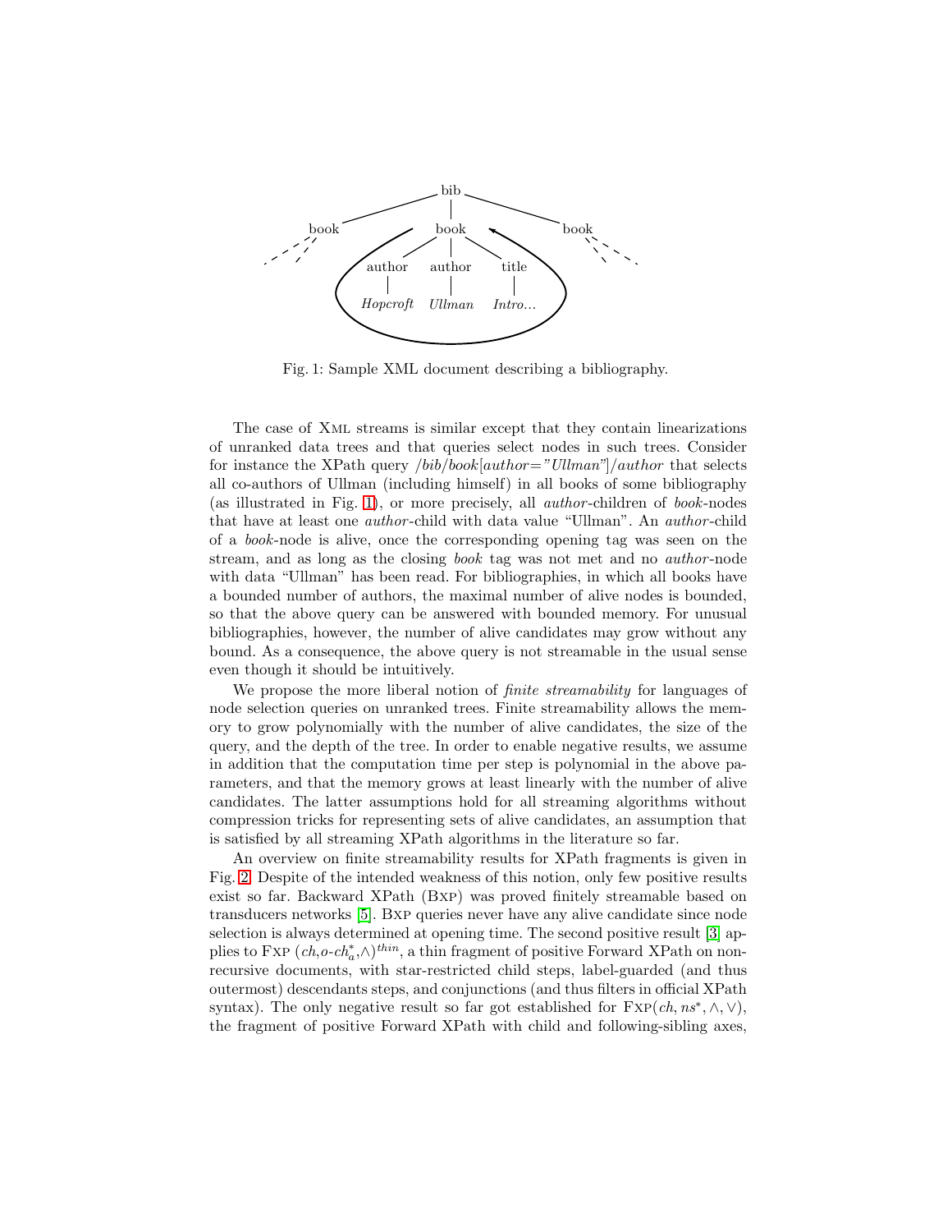Fig. 1: Sample XML document describing a bibliography.

The case of XML streams is similar except that they contain linearizations of unranked data trees and that queries select nodes in such trees. Consider for instance the XPath query */bib/book[author="Ullman"]/author* that selects all co-authors of Ullman (including himself) in all books of some bibliography (as illustrated in Fig. 1), or more precisely, all *author*-children of *book*-nodes that have at least one *author*-child with data value "Ullman". An *author*-child of a *book*-node is alive, once the corresponding opening tag was seen on the stream, and as long as the closing *book* tag was not met and no *author*-node with data "Ullman" has been read. For bibliographies, in which all books have a bounded number of authors, the maximal number of alive nodes is bounded, so that the above query can be answered with bounded memory. For unusual bibliographies, however, the number of alive candidates may grow without any bound. As a consequence, the above query is not streamable in the usual sense even though it should be intuitively.

We propose the more liberal notion of *finite streamability* for languages of node selection queries on unranked trees. Finite streamability allows the memory to grow polynomially with the number of alive candidates, the size of the query, and the depth of the tree. In order to enable negative results, we assume in addition that the computation time per step is polynomial in the above parameters, and that the memory grows at least linearly with the number of alive candidates. The latter assumptions hold for all streaming algorithms without compression tricks for representing sets of alive candidates, an assumption that is satisfied by all streaming XPath algorithms in the literature so far.

An overview on finite streamability results for XPath fragments is given in Fig. 2. Despite of the intended weakness of this notion, only few positive results exist so far. Backward XPath (BXP) was proved finitely streamable based on transducers networks [5]. BXP queries never have any alive candidate since node selection is always determined at opening time. The second positive result [3] applies to FXP $(ch, o\text{-}ch^*_a, \wedge)^{thin}$, a thin fragment of positive Forward XPath on non-recursive documents, with star-restricted child steps, label-guarded (and thus outermost) descendants steps, and conjunctions (and thus filters in official XPath syntax). The only negative result so far got established for FXP$(ch, ns^*, \wedge, \vee)$, the fragment of positive Forward XPath with child and following-sibling axes,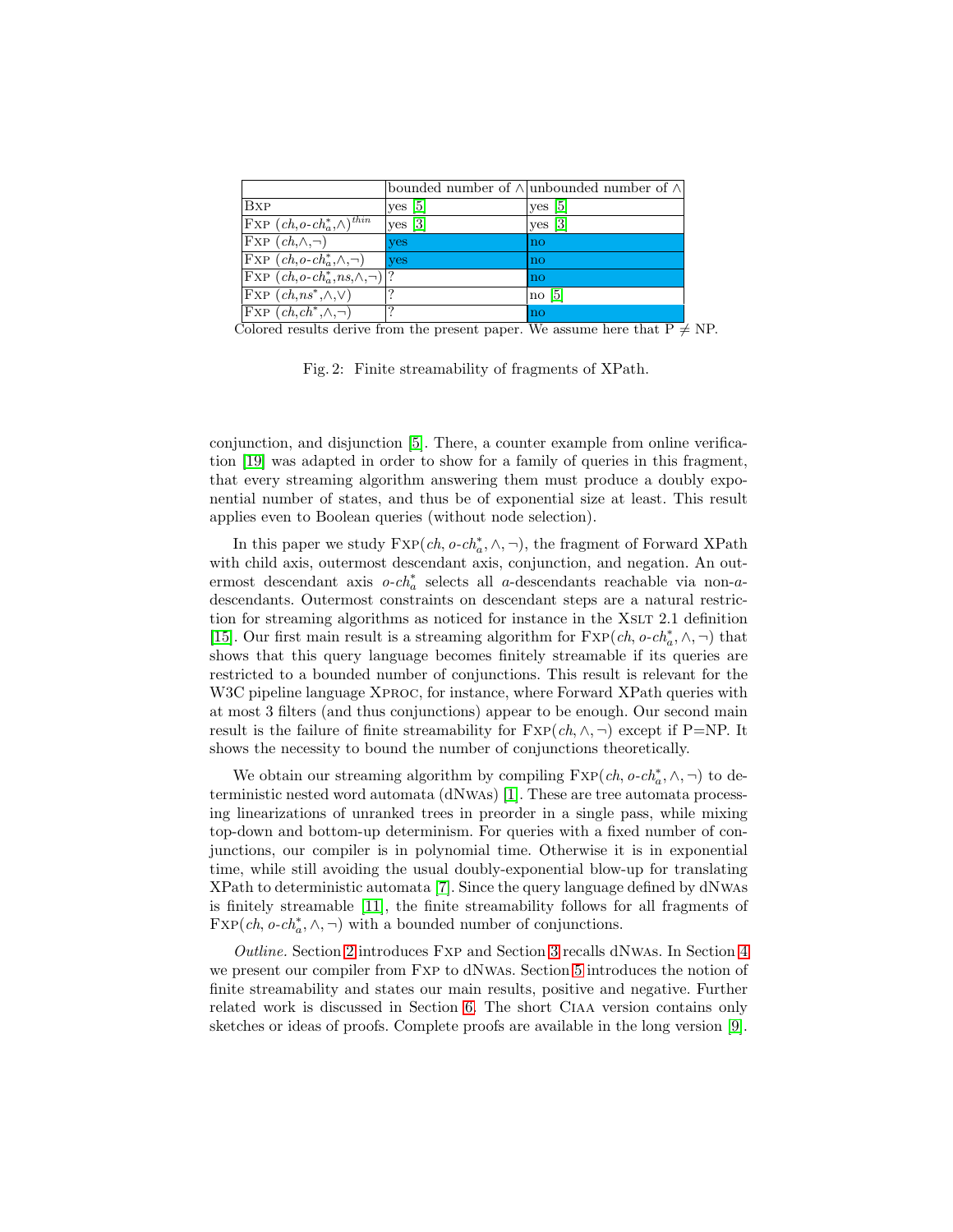| | bounded number of $\wedge$ | unbounded number of $\wedge$ |
|---|---|---|
| Bxp | yes [5] | yes [5] |
| Fxp $(ch, o\text{-}ch_a^*, \wedge)^{thin}$ | yes [3] | yes [3] |
| Fxp $(ch, \wedge, \neg)$ | yes | no |
| Fxp $(ch, o\text{-}ch_a^*, \wedge, \neg)$ | yes | no |
| Fxp $(ch, o\text{-}ch_a^*, ns, \wedge, \neg)$ | ? | no |
| Fxp $(ch, ns^*, \wedge, \vee)$ | ? | no [5] |
| Fxp $(ch, ch^*, \wedge, \neg)$ | ? | no |

Colored results derive from the present paper. We assume here that P $\neq$ NP.

Fig. 2: Finite streamability of fragments of XPath.

conjunction, and disjunction [5]. There, a counter example from online verification [19] was adapted in order to show for a family of queries in this fragment, that every streaming algorithm answering them must produce a doubly exponential number of states, and thus be of exponential size at least. This result applies even to Boolean queries (without node selection).

In this paper we study Fxp$(ch, o\text{-}ch_a^*, \wedge, \neg)$, the fragment of Forward XPath with child axis, outermost descendant axis, conjunction, and negation. An outermost descendant axis $o\text{-}ch_a^*$ selects all $a$-descendants reachable via non-$a$-descendants. Outermost constraints on descendant steps are a natural restriction for streaming algorithms as noticed for instance in the Xslt 2.1 definition [15]. Our first main result is a streaming algorithm for Fxp$(ch, o\text{-}ch_a^*, \wedge, \neg)$ that shows that this query language becomes finitely streamable if its queries are restricted to a bounded number of conjunctions. This result is relevant for the W3C pipeline language Xproc, for instance, where Forward XPath queries with at most 3 filters (and thus conjunctions) appear to be enough. Our second main result is the failure of finite streamability for Fxp$(ch, \wedge, \neg)$ except if P=NP. It shows the necessity to bound the number of conjunctions theoretically.

We obtain our streaming algorithm by compiling Fxp$(ch, o\text{-}ch_a^*, \wedge, \neg)$ to deterministic nested word automata (dNwas) [1]. These are tree automata processing linearizations of unranked trees in preorder in a single pass, while mixing top-down and bottom-up determinism. For queries with a fixed number of conjunctions, our compiler is in polynomial time. Otherwise it is in exponential time, while still avoiding the usual doubly-exponential blow-up for translating XPath to deterministic automata [7]. Since the query language defined by dNwas is finitely streamable [11], the finite streamability follows for all fragments of Fxp$(ch, o\text{-}ch_a^*, \wedge, \neg)$ with a bounded number of conjunctions.

*Outline.* Section 2 introduces Fxp and Section 3 recalls dNwas. In Section 4 we present our compiler from Fxp to dNwas. Section 5 introduces the notion of finite streamability and states our main results, positive and negative. Further related work is discussed in Section 6. The short Ciaa version contains only sketches or ideas of proofs. Complete proofs are available in the long version [9].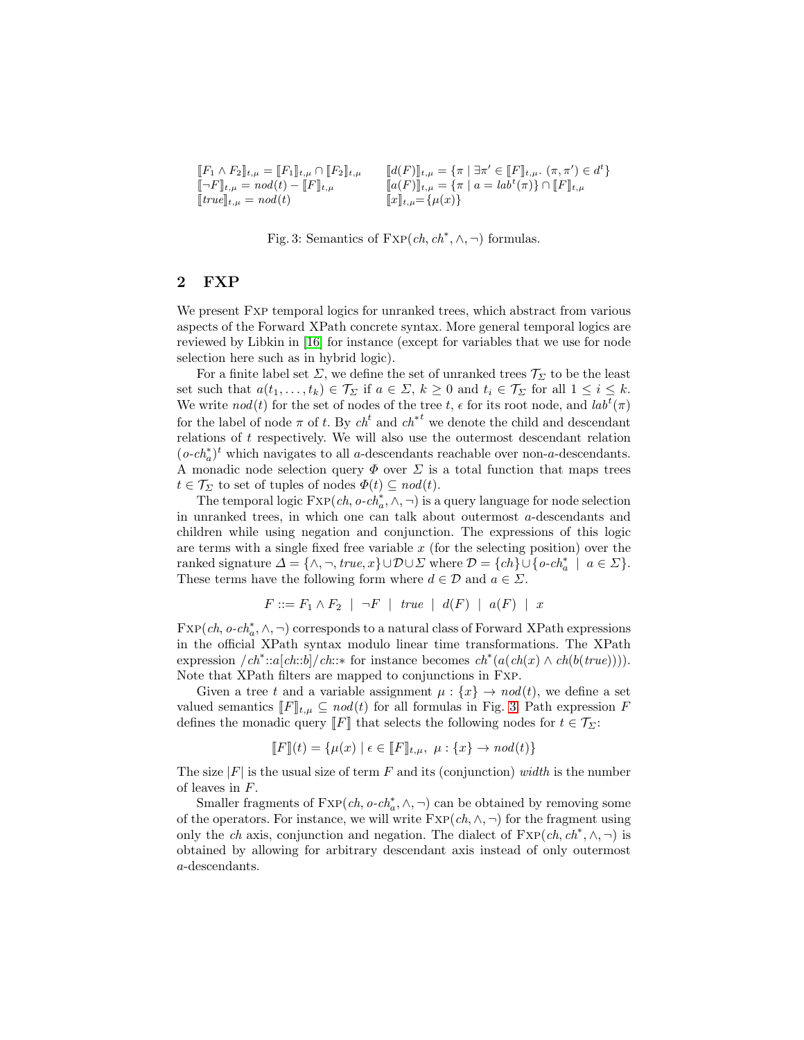$$
\begin{array}{ll}
[\![F_1 \wedge F_2]\!]_{t,\mu} = [\![F_1]\!]_{t,\mu} \cap [\![F_2]\!]_{t,\mu} & [\![d(F)]\!]_{t,\mu} = \{\pi \mid \exists \pi' \in [\![F]\!]_{t,\mu}.\ (\pi,\pi') \in d^t\} \\
[\![\neg F]\!]_{t,\mu} = nod(t) - [\![F]\!]_{t,\mu} & [\![a(F)]\!]_{t,\mu} = \{\pi \mid a = lab^t(\pi)\} \cap [\![F]\!]_{t,\mu} \\
[\![true]\!]_{t,\mu} = nod(t) & [\![x]\!]_{t,\mu} = \{\mu(x)\}
\end{array}
$$

Fig. 3: Semantics of $\mathrm{FXP}(ch, ch^*, \wedge, \neg)$ formulas.

## 2 FXP

We present FXP temporal logics for unranked trees, which abstract from various aspects of the Forward XPath concrete syntax. More general temporal logics are reviewed by Libkin in [16] for instance (except for variables that we use for node selection here such as in hybrid logic).

For a finite label set $\Sigma$, we define the set of unranked trees $\mathcal{T}_\Sigma$ to be the least set such that $a(t_1, \ldots, t_k) \in \mathcal{T}_\Sigma$ if $a \in \Sigma$, $k \geq 0$ and $t_i \in \mathcal{T}_\Sigma$ for all $1 \leq i \leq k$. We write $nod(t)$ for the set of nodes of the tree $t$, $\epsilon$ for its root node, and $lab^t(\pi)$ for the label of node $\pi$ of $t$. By $ch^t$ and $ch^{*t}$ we denote the child and descendant relations of $t$ respectively. We will also use the outermost descendant relation $(o\text{-}ch^*_a)^t$ which navigates to all $a$-descendants reachable over non-$a$-descendants. A monadic node selection query $\Phi$ over $\Sigma$ is a total function that maps trees $t \in \mathcal{T}_\Sigma$ to set of tuples of nodes $\Phi(t) \subseteq nod(t)$.

The temporal logic $\mathrm{FXP}(ch, o\text{-}ch^*_a, \wedge, \neg)$ is a query language for node selection in unranked trees, in which one can talk about outermost $a$-descendants and children while using negation and conjunction. The expressions of this logic are terms with a single fixed free variable $x$ (for the selecting position) over the ranked signature $\Delta = \{\wedge, \neg, true, x\} \cup \mathcal{D} \cup \Sigma$ where $\mathcal{D} = \{ch\} \cup \{o\text{-}ch^*_a \mid a \in \Sigma\}$. These terms have the following form where $d \in \mathcal{D}$ and $a \in \Sigma$.

$$F ::= F_1 \wedge F_2 \ \mid\ \neg F \ \mid\ true \ \mid\ d(F) \ \mid\ a(F) \ \mid\ x$$

$\mathrm{FXP}(ch, o\text{-}ch^*_a, \wedge, \neg)$ corresponds to a natural class of Forward XPath expressions in the official XPath syntax modulo linear time transformations. The XPath expression $/ch^*{::}a[ch{::}b]/ch{::}*$ for instance becomes $ch^*(a(ch(x) \wedge ch(b(true))))$. Note that XPath filters are mapped to conjunctions in FXP.

Given a tree $t$ and a variable assignment $\mu : \{x\} \to nod(t)$, we define a set valued semantics $[\![F]\!]_{t,\mu} \subseteq nod(t)$ for all formulas in Fig. 3. Path expression $F$ defines the monadic query $[\![F]\!]$ that selects the following nodes for $t \in \mathcal{T}_\Sigma$:

$$[\![F]\!](t) = \{\mu(x) \mid \epsilon \in [\![F]\!]_{t,\mu},\ \mu : \{x\} \to nod(t)\}$$

The size $|F|$ is the usual size of term $F$ and its (conjunction) *width* is the number of leaves in $F$.

Smaller fragments of $\mathrm{FXP}(ch, o\text{-}ch^*_a, \wedge, \neg)$ can be obtained by removing some of the operators. For instance, we will write $\mathrm{FXP}(ch, \wedge, \neg)$ for the fragment using only the $ch$ axis, conjunction and negation. The dialect of $\mathrm{FXP}(ch, ch^*, \wedge, \neg)$ is obtained by allowing for arbitrary descendant axis instead of only outermost $a$-descendants.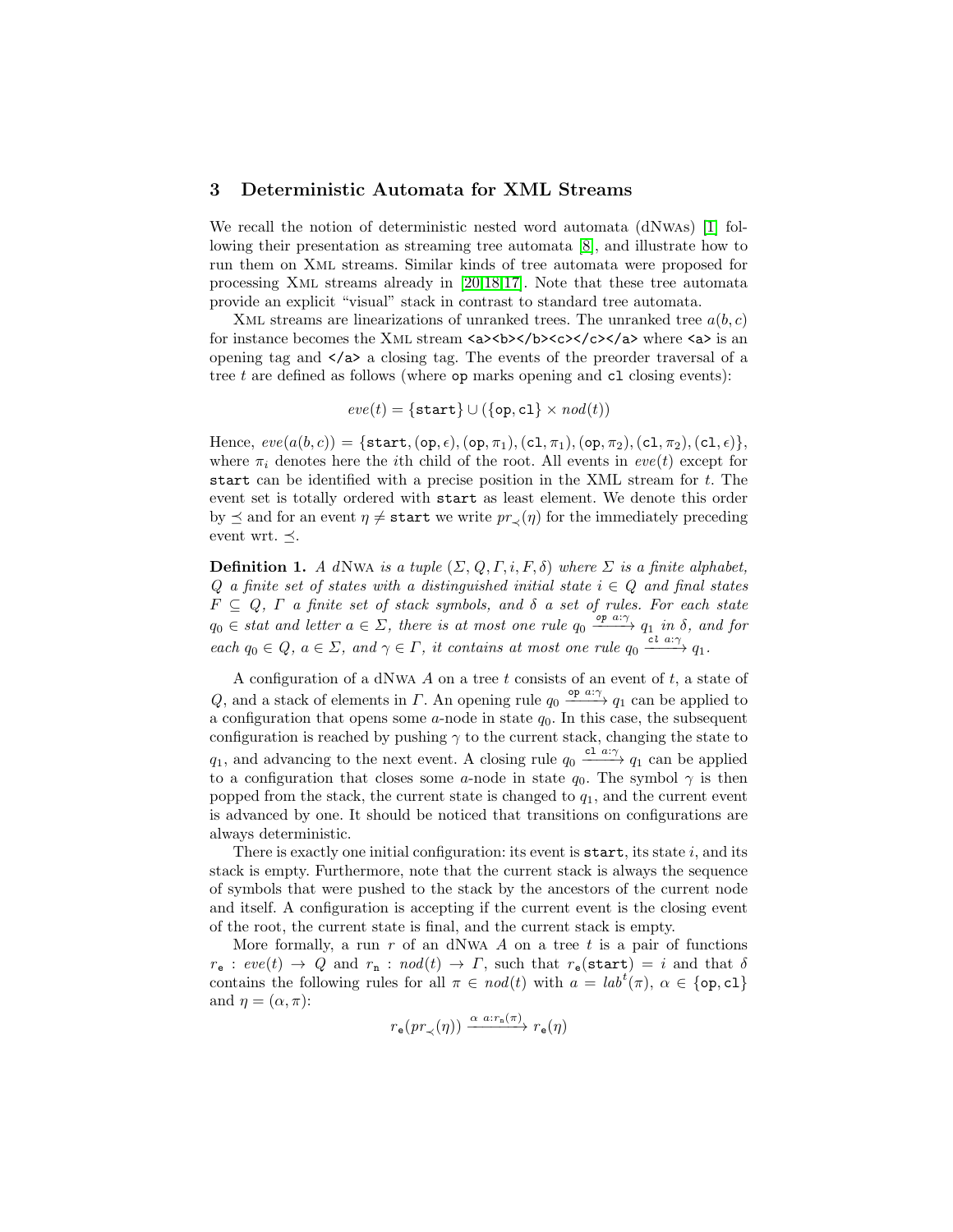## 3 Deterministic Automata for XML Streams

We recall the notion of deterministic nested word automata (dNWAs) [1] following their presentation as streaming tree automata [8], and illustrate how to run them on XML streams. Similar kinds of tree automata were proposed for processing XML streams already in [20,18,17]. Note that these tree automata provide an explicit "visual" stack in contrast to standard tree automata.

XML streams are linearizations of unranked trees. The unranked tree $a(b, c)$ for instance becomes the XML stream `<a><b></b><c></c></a>` where `<a>` is an opening tag and `</a>` a closing tag. The events of the preorder traversal of a tree $t$ are defined as follows (where `op` marks opening and `cl` closing events):

$$eve(t) = \{\mathtt{start}\} \cup (\{\mathtt{op}, \mathtt{cl}\} \times nod(t))$$

Hence, $eve(a(b, c)) = \{\mathtt{start}, (\mathtt{op}, \epsilon), (\mathtt{op}, \pi_1), (\mathtt{cl}, \pi_1), (\mathtt{op}, \pi_2), (\mathtt{cl}, \pi_2), (\mathtt{cl}, \epsilon)\}$, where $\pi_i$ denotes here the $i$th child of the root. All events in $eve(t)$ except for `start` can be identified with a precise position in the XML stream for $t$. The event set is totally ordered with `start` as least element. We denote this order by $\preceq$ and for an event $\eta \neq \mathtt{start}$ we write $pr_{\prec}(\eta)$ for the immediately preceding event wrt. $\preceq$.

**Definition 1.** *A dNWA is a tuple $(\Sigma, Q, \Gamma, i, F, \delta)$ where $\Sigma$ is a finite alphabet, $Q$ a finite set of states with a distinguished initial state $i \in Q$ and final states $F \subseteq Q$, $\Gamma$ a finite set of stack symbols, and $\delta$ a set of rules. For each state $q_0 \in stat$ and letter $a \in \Sigma$, there is at most one rule $q_0 \xrightarrow{op\ a:\gamma} q_1$ in $\delta$, and for each $q_0 \in Q$, $a \in \Sigma$, and $\gamma \in \Gamma$, it contains at most one rule $q_0 \xrightarrow{cl\ a:\gamma} q_1$.*

A configuration of a dNWA $A$ on a tree $t$ consists of an event of $t$, a state of $Q$, and a stack of elements in $\Gamma$. An opening rule $q_0 \xrightarrow{\mathtt{op}\ a:\gamma} q_1$ can be applied to a configuration that opens some $a$-node in state $q_0$. In this case, the subsequent configuration is reached by pushing $\gamma$ to the current stack, changing the state to $q_1$, and advancing to the next event. A closing rule $q_0 \xrightarrow{\mathtt{cl}\ a:\gamma} q_1$ can be applied to a configuration that closes some $a$-node in state $q_0$. The symbol $\gamma$ is then popped from the stack, the current state is changed to $q_1$, and the current event is advanced by one. It should be noticed that transitions on configurations are always deterministic.

There is exactly one initial configuration: its event is `start`, its state $i$, and its stack is empty. Furthermore, note that the current stack is always the sequence of symbols that were pushed to the stack by the ancestors of the current node and itself. A configuration is accepting if the current event is the closing event of the root, the current state is final, and the current stack is empty.

More formally, a run $r$ of an dNWA $A$ on a tree $t$ is a pair of functions $r_{\mathtt{e}} : eve(t) \to Q$ and $r_{\mathtt{n}} : nod(t) \to \Gamma$, such that $r_{\mathtt{e}}(\mathtt{start}) = i$ and that $\delta$ contains the following rules for all $\pi \in nod(t)$ with $a = lab^t(\pi)$, $\alpha \in \{\mathtt{op}, \mathtt{cl}\}$ and $\eta = (\alpha, \pi)$:

$$r_{\mathtt{e}}(pr_{\prec}(\eta)) \xrightarrow{\alpha\ a:r_{\mathtt{n}}(\pi)} r_{\mathtt{e}}(\eta)$$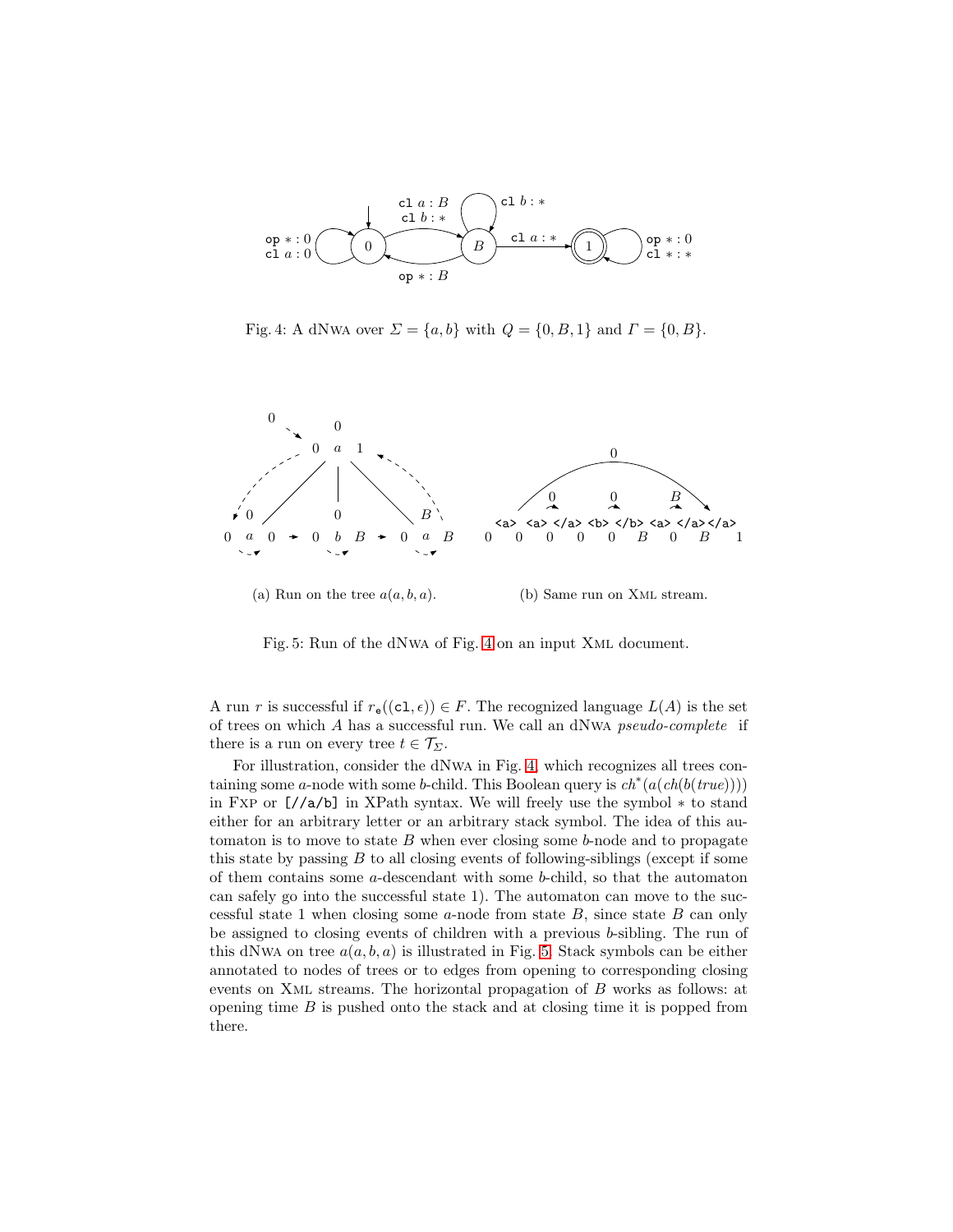Fig. 4: A dNwa over $\Sigma = \{a, b\}$ with $Q = \{0, B, 1\}$ and $\Gamma = \{0, B\}$.

(a) Run on the tree $a(a, b, a)$.

(b) Same run on Xml stream.

Fig. 5: Run of the dNwa of Fig. 4 on an input Xml document.

A run $r$ is successful if $r_{\mathsf{e}}((\mathtt{cl}, \epsilon)) \in F$. The recognized language $L(A)$ is the set of trees on which $A$ has a successful run. We call an dNwa *pseudo-complete* if there is a run on every tree $t \in \mathcal{T}_\Sigma$.

For illustration, consider the dNwa in Fig. 4, which recognizes all trees containing some $a$-node with some $b$-child. This Boolean query is $ch^*(a(ch(b(true))))$ in Fxp or [//a/b] in XPath syntax. We will freely use the symbol $*$ to stand either for an arbitrary letter or an arbitrary stack symbol. The idea of this automaton is to move to state $B$ when ever closing some $b$-node and to propagate this state by passing $B$ to all closing events of following-siblings (except if some of them contains some $a$-descendant with some $b$-child, so that the automaton can safely go into the successful state 1). The automaton can move to the successful state 1 when closing some $a$-node from state $B$, since state $B$ can only be assigned to closing events of children with a previous $b$-sibling. The run of this dNwa on tree $a(a, b, a)$ is illustrated in Fig. 5. Stack symbols can be either annotated to nodes of trees or to edges from opening to corresponding closing events on Xml streams. The horizontal propagation of $B$ works as follows: at opening time $B$ is pushed onto the stack and at closing time it is popped from there.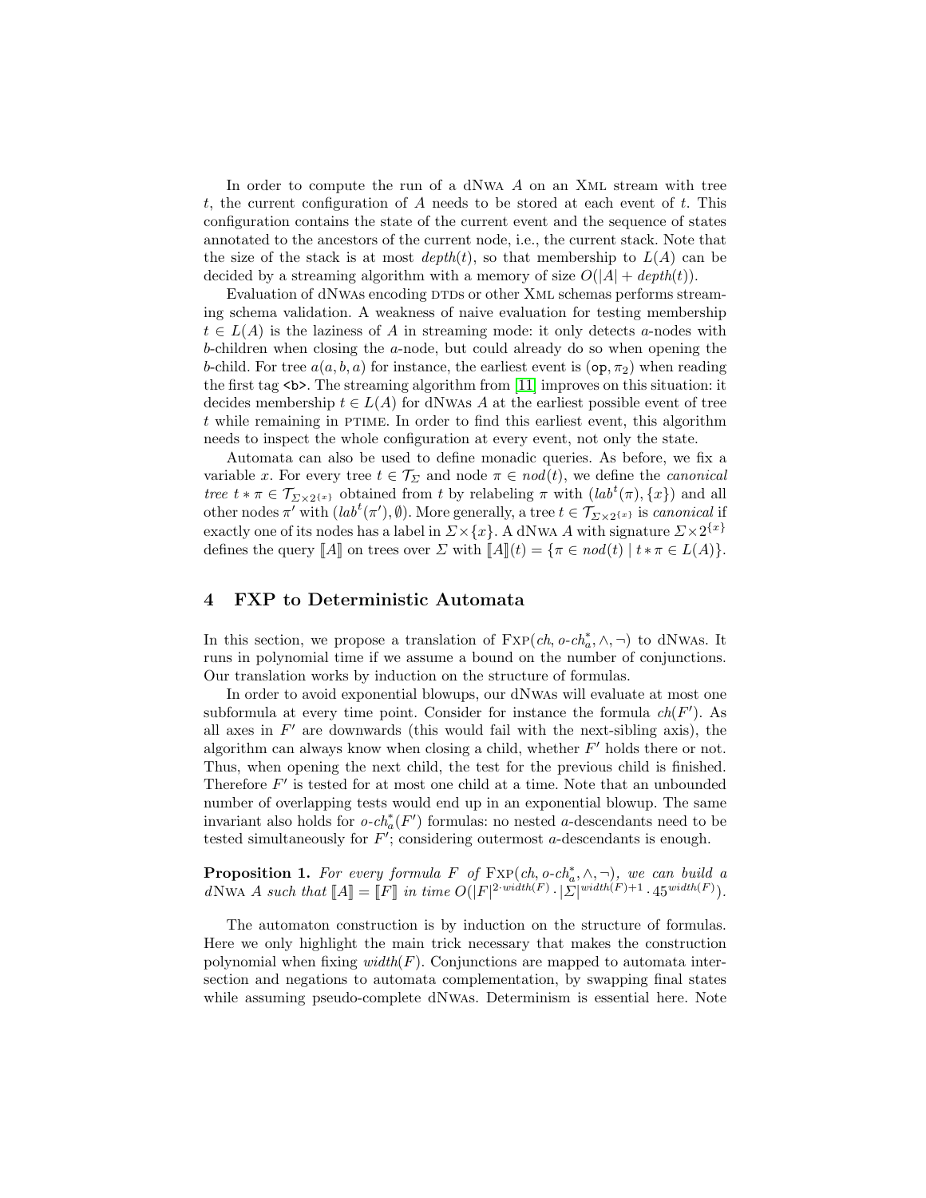In order to compute the run of a dNWA $A$ on an XML stream with tree $t$, the current configuration of $A$ needs to be stored at each event of $t$. This configuration contains the state of the current event and the sequence of states annotated to the ancestors of the current node, i.e., the current stack. Note that the size of the stack is at most $depth(t)$, so that membership to $L(A)$ can be decided by a streaming algorithm with a memory of size $O(|A| + depth(t))$.

Evaluation of dNWAs encoding DTDs or other XML schemas performs streaming schema validation. A weakness of naive evaluation for testing membership $t \in L(A)$ is the laziness of $A$ in streaming mode: it only detects $a$-nodes with $b$-children when closing the $a$-node, but could already do so when opening the $b$-child. For tree $a(a, b, a)$ for instance, the earliest event is $(\mathtt{op}, \pi_2)$ when reading the first tag `<b>`. The streaming algorithm from [11] improves on this situation: it decides membership $t \in L(A)$ for dNWAs $A$ at the earliest possible event of tree $t$ while remaining in PTIME. In order to find this earliest event, this algorithm needs to inspect the whole configuration at every event, not only the state.

Automata can also be used to define monadic queries. As before, we fix a variable $x$. For every tree $t \in \mathcal{T}_\Sigma$ and node $\pi \in nod(t)$, we define the *canonical tree* $t * \pi \in \mathcal{T}_{\Sigma \times 2^{\{x\}}}$ obtained from $t$ by relabeling $\pi$ with $(lab^t(\pi), \{x\})$ and all other nodes $\pi'$ with $(lab^t(\pi'), \emptyset)$. More generally, a tree $t \in \mathcal{T}_{\Sigma \times 2^{\{x\}}}$ is *canonical* if exactly one of its nodes has a label in $\Sigma \times \{x\}$. A dNWA $A$ with signature $\Sigma \times 2^{\{x\}}$ defines the query $[\![A]\!]$ on trees over $\Sigma$ with $[\![A]\!](t) = \{\pi \in nod(t) \mid t * \pi \in L(A)\}$.

## 4 FXP to Deterministic Automata

In this section, we propose a translation of FXP$(ch, o\text{-}ch_a^*, \wedge, \neg)$ to dNWAs. It runs in polynomial time if we assume a bound on the number of conjunctions. Our translation works by induction on the structure of formulas.

In order to avoid exponential blowups, our dNWAs will evaluate at most one subformula at every time point. Consider for instance the formula $ch(F')$. As all axes in $F'$ are downwards (this would fail with the next-sibling axis), the algorithm can always know when closing a child, whether $F'$ holds there or not. Thus, when opening the next child, the test for the previous child is finished. Therefore $F'$ is tested for at most one child at a time. Note that an unbounded number of overlapping tests would end up in an exponential blowup. The same invariant also holds for $o\text{-}ch_a^*(F')$ formulas: no nested $a$-descendants need to be tested simultaneously for $F'$; considering outermost $a$-descendants is enough.

**Proposition 1.** *For every formula $F$ of* FXP$(ch, o\text{-}ch_a^*, \wedge, \neg)$*, we can build a* dNWA *$A$ such that $[\![A]\!] = [\![F]\!]$ in time $O(|F|^{2 \cdot width(F)} \cdot |\Sigma|^{width(F)+1} \cdot 45^{width(F)})$.*

The automaton construction is by induction on the structure of formulas. Here we only highlight the main trick necessary that makes the construction polynomial when fixing $width(F)$. Conjunctions are mapped to automata intersection and negations to automata complementation, by swapping final states while assuming pseudo-complete dNWAs. Determinism is essential here. Note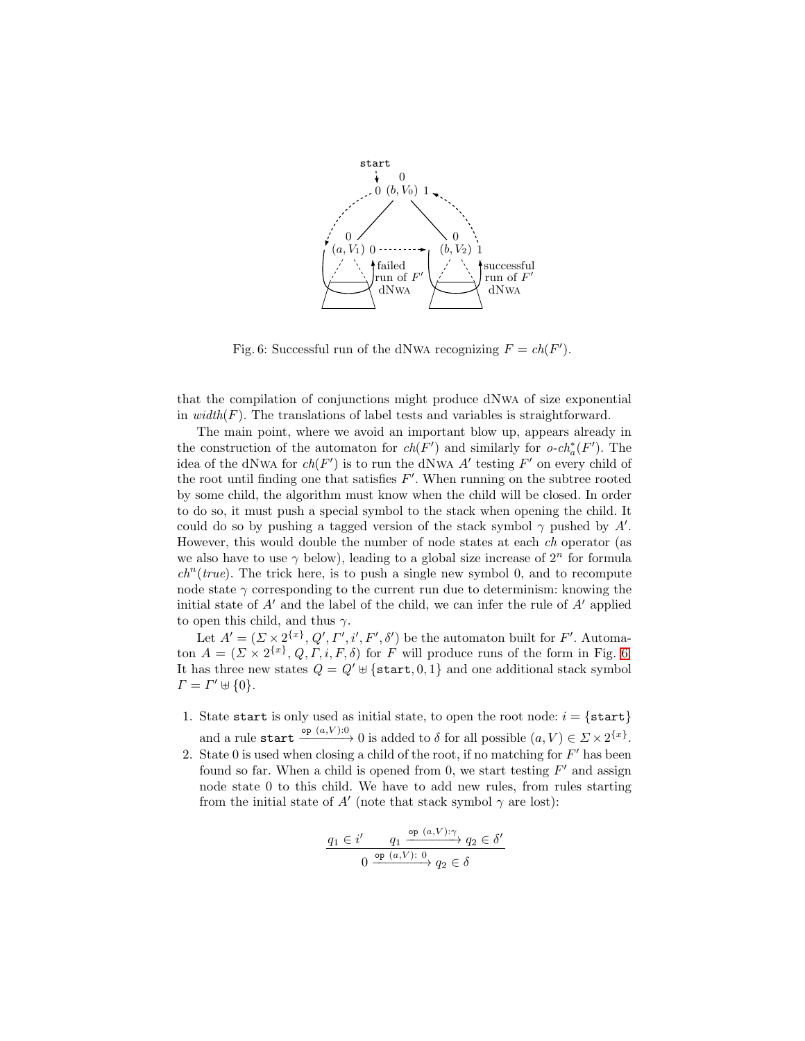Fig. 6: Successful run of the dNwa recognizing $F = ch(F')$.

that the compilation of conjunctions might produce dNwa of size exponential in $width(F)$. The translations of label tests and variables is straightforward.

The main point, where we avoid an important blow up, appears already in the construction of the automaton for $ch(F')$ and similarly for $o\text{-}ch_a^*(F')$. The idea of the dNwa for $ch(F')$ is to run the dNwa $A'$ testing $F'$ on every child of the root until finding one that satisfies $F'$. When running on the subtree rooted by some child, the algorithm must know when the child will be closed. In order to do so, it must push a special symbol to the stack when opening the child. It could do so by pushing a tagged version of the stack symbol $\gamma$ pushed by $A'$. However, this would double the number of node states at each $ch$ operator (as we also have to use $\gamma$ below), leading to a global size increase of $2^n$ for formula $ch^n(true)$. The trick here, is to push a single new symbol 0, and to recompute node state $\gamma$ corresponding to the current run due to determinism: knowing the initial state of $A'$ and the label of the child, we can infer the rule of $A'$ applied to open this child, and thus $\gamma$.

Let $A' = (\Sigma \times 2^{\{x\}}, Q', \Gamma', i', F', \delta')$ be the automaton built for $F'$. Automaton $A = (\Sigma \times 2^{\{x\}}, Q, \Gamma, i, F, \delta)$ for $F$ will produce runs of the form in Fig. 6. It has three new states $Q = Q' \uplus \{\texttt{start}, 0, 1\}$ and one additional stack symbol $\Gamma = \Gamma' \uplus \{0\}$.

1. State start is only used as initial state, to open the root node: $i = \{\texttt{start}\}$ and a rule $\texttt{start} \xrightarrow{\texttt{op}\ (a,V):0} 0$ is added to $\delta$ for all possible $(a, V) \in \Sigma \times 2^{\{x\}}$.
2. State 0 is used when closing a child of the root, if no matching for $F'$ has been found so far. When a child is opened from 0, we start testing $F'$ and assign node state 0 to this child. We have to add new rules, from rules starting from the initial state of $A'$ (note that stack symbol $\gamma$ are lost):

$$\frac{q_1 \in i' \qquad q_1 \xrightarrow{\texttt{op}\ (a,V):\gamma} q_2 \in \delta'}{0 \xrightarrow{\texttt{op}\ (a,V):\ 0} q_2 \in \delta}$$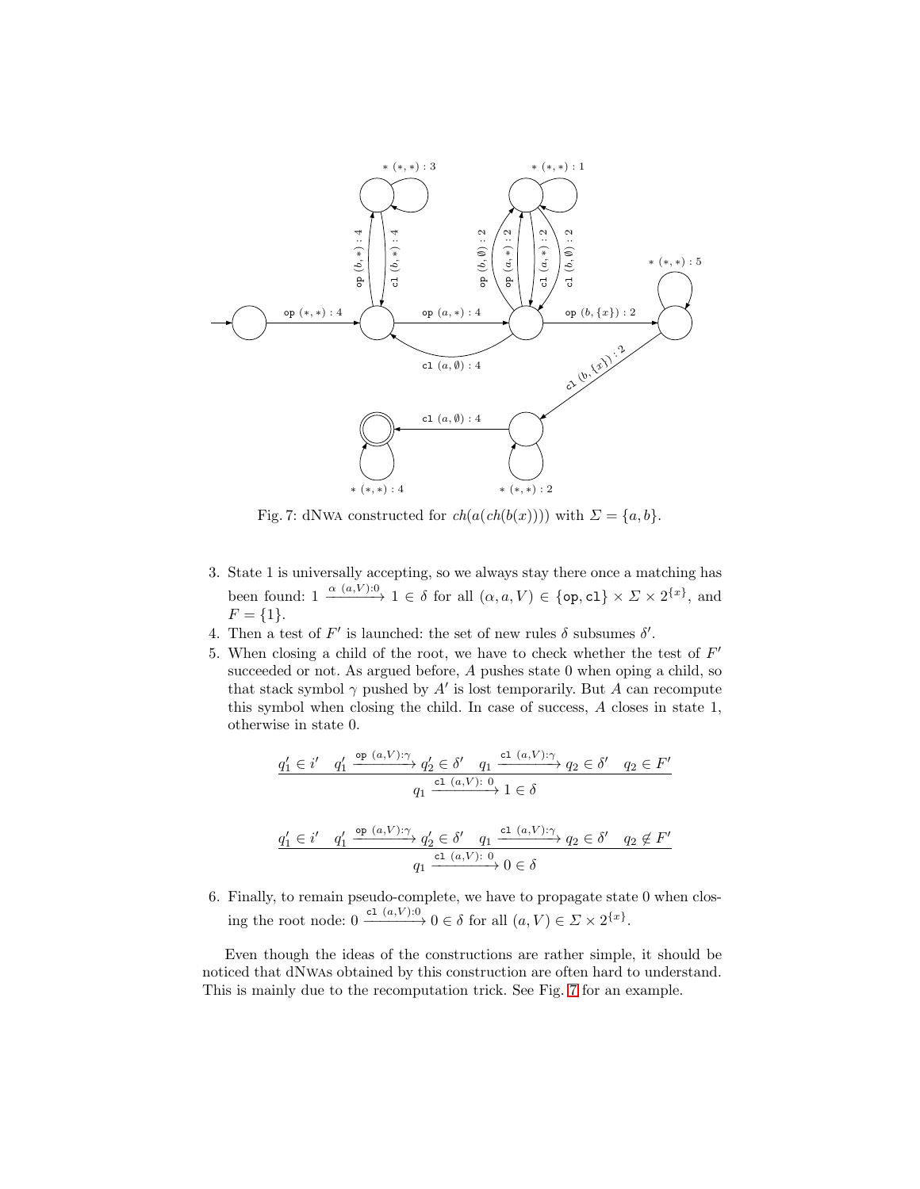Fig. 7: dNwa constructed for $ch(a(ch(b(x))))$ with $\Sigma = \{a, b\}$.

3. State 1 is universally accepting, so we always stay there once a matching has been found: $1 \xrightarrow{\alpha\ (a,V):0} 1 \in \delta$ for all $(\alpha, a, V) \in \{\texttt{op}, \texttt{cl}\} \times \Sigma \times 2^{\{x\}}$, and $F = \{1\}$.
4. Then a test of $F'$ is launched: the set of new rules $\delta$ subsumes $\delta'$.
5. When closing a child of the root, we have to check whether the test of $F'$ succeeded or not. As argued before, $A$ pushes state 0 when oping a child, so that stack symbol $\gamma$ pushed by $A'$ is lost temporarily. But $A$ can recompute this symbol when closing the child. In case of success, $A$ closes in state 1, otherwise in state 0.

$$\frac{q_1' \in i' \quad q_1' \xrightarrow{\texttt{op}\ (a,V):\gamma} q_2' \in \delta' \quad q_1 \xrightarrow{\texttt{cl}\ (a,V):\gamma} q_2 \in \delta' \quad q_2 \in F'}{q_1 \xrightarrow{\texttt{cl}\ (a,V):\ 0} 1 \in \delta}$$

$$\frac{q_1' \in i' \quad q_1' \xrightarrow{\texttt{op}\ (a,V):\gamma} q_2' \in \delta' \quad q_1 \xrightarrow{\texttt{cl}\ (a,V):\gamma} q_2 \in \delta' \quad q_2 \notin F'}{q_1 \xrightarrow{\texttt{cl}\ (a,V):\ 0} 0 \in \delta}$$

6. Finally, to remain pseudo-complete, we have to propagate state 0 when closing the root node: $0 \xrightarrow{\texttt{cl}\ (a,V):0} 0 \in \delta$ for all $(a, V) \in \Sigma \times 2^{\{x\}}$.

Even though the ideas of the constructions are rather simple, it should be noticed that dNwas obtained by this construction are often hard to understand. This is mainly due to the recomputation trick. See Fig. 7 for an example.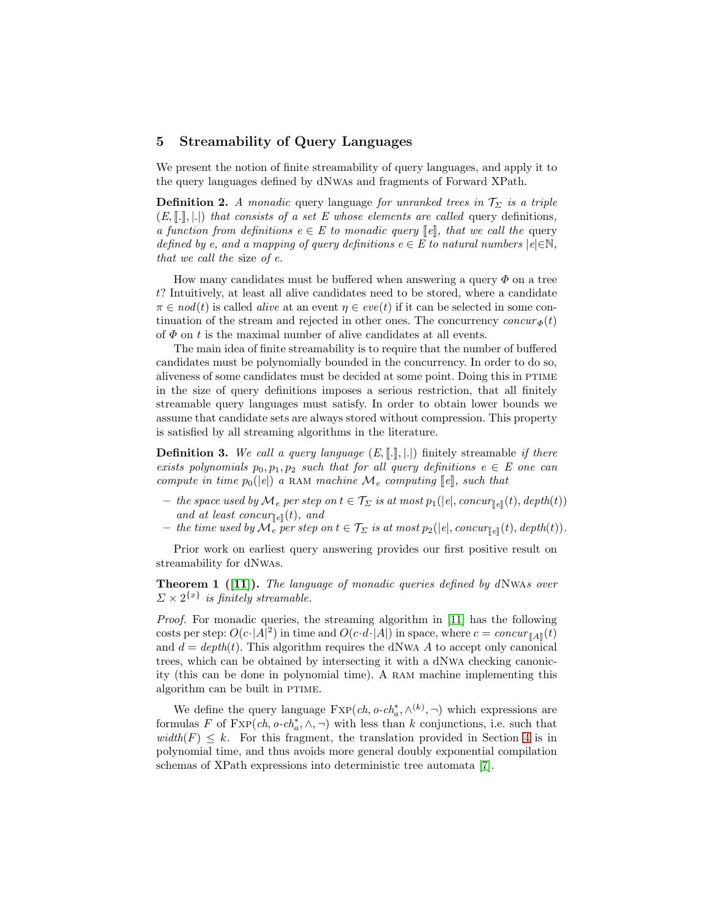## 5 Streamability of Query Languages

We present the notion of finite streamability of query languages, and apply it to the query languages defined by dNwas and fragments of Forward XPath.

**Definition 2.** *A* monadic *query language for unranked trees in $\mathcal{T}_\Sigma$ is a triple $(E, [\![.]\!], |.|)$ that consists of a set $E$ whose elements are called* query definitions*, a function from definitions $e \in E$ to monadic query $[\![e]\!]$, that we call the* query defined by $e$*, and a mapping of query definitions $e \in E$ to natural numbers $|e| \in \mathbb{N}$, that we call the* size *of $e$.*

How many candidates must be buffered when answering a query $\Phi$ on a tree $t$? Intuitively, at least all alive candidates need to be stored, where a candidate $\pi \in nod(t)$ is called *alive* at an event $\eta \in eve(t)$ if it can be selected in some continuation of the stream and rejected in other ones. The concurrency $concur_\Phi(t)$ of $\Phi$ on $t$ is the maximal number of alive candidates at all events.

The main idea of finite streamability is to require that the number of buffered candidates must be polynomially bounded in the concurrency. In order to do so, aliveness of some candidates must be decided at some point. Doing this in PTIME in the size of query definitions imposes a serious restriction, that all finitely streamable query languages must satisfy. In order to obtain lower bounds we assume that candidate sets are always stored without compression. This property is satisfied by all streaming algorithms in the literature.

**Definition 3.** *We call a query language $(E, [\![.]\!], |.|)$* finitely streamable *if there exists polynomials $p_0, p_1, p_2$ such that for all query definitions $e \in E$ one can compute in time $p_0(|e|)$ a* RAM *machine $\mathcal{M}_e$ computing $[\![e]\!]$, such that*

- *the space used by $\mathcal{M}_e$ per step on $t \in \mathcal{T}_\Sigma$ is at most $p_1(|e|, concur_{[\![e]\!]}(t), depth(t))$ and at least $concur_{[\![e]\!]}(t)$, and*
- *the time used by $\mathcal{M}_e$ per step on $t \in \mathcal{T}_\Sigma$ is at most $p_2(|e|, concur_{[\![e]\!]}(t), depth(t))$.*

Prior work on earliest query answering provides our first positive result on streamability for dNwas.

**Theorem 1 ([11]).** *The language of monadic queries defined by d*Nwa*s over $\Sigma \times 2^{\{x\}}$ is finitely streamable.*

*Proof.* For monadic queries, the streaming algorithm in [11] has the following costs per step: $O(c \cdot |A|^2)$ in time and $O(c \cdot d \cdot |A|)$ in space, where $c = concur_{[\![A]\!]}(t)$ and $d = depth(t)$. This algorithm requires the dNwa $A$ to accept only canonical trees, which can be obtained by intersecting it with a dNwa checking canonicity (this can be done in polynomial time). A RAM machine implementing this algorithm can be built in PTIME.

We define the query language $\text{Fxp}(ch, o\text{-}ch_a^*, \wedge^{(k)}, \neg)$ which expressions are formulas $F$ of $\text{Fxp}(ch, o\text{-}ch_a^*, \wedge, \neg)$ with less than $k$ conjunctions, i.e. such that $width(F) \leq k$. For this fragment, the translation provided in Section 4 is in polynomial time, and thus avoids more general doubly exponential compilation schemas of XPath expressions into deterministic tree automata [7].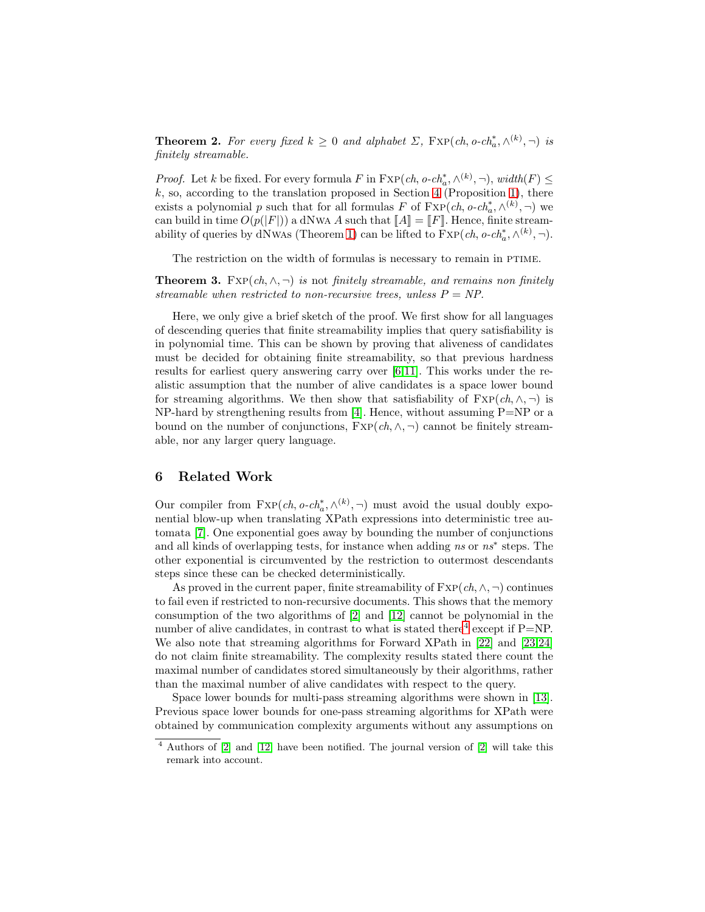**Theorem 2.** *For every fixed $k \geq 0$ and alphabet $\Sigma$, $\text{Fxp}(ch, o\text{-}ch_a^*, \wedge^{(k)}, \neg)$ is finitely streamable.*

*Proof.* Let $k$ be fixed. For every formula $F$ in $\text{Fxp}(ch, o\text{-}ch_a^*, \wedge^{(k)}, \neg)$, $width(F) \leq k$, so, according to the translation proposed in Section 4 (Proposition 1), there exists a polynomial $p$ such that for all formulas $F$ of $\text{Fxp}(ch, o\text{-}ch_a^*, \wedge^{(k)}, \neg)$ we can build in time $O(p(|F|))$ a dNwa $A$ such that $[\![A]\!] = [\![F]\!]$. Hence, finite streamability of queries by dNwas (Theorem 1) can be lifted to $\text{Fxp}(ch, o\text{-}ch_a^*, \wedge^{(k)}, \neg)$.

The restriction on the width of formulas is necessary to remain in PTIME.

**Theorem 3.** $\text{Fxp}(ch, \wedge, \neg)$ *is* not *finitely streamable, and remains non finitely streamable when restricted to non-recursive trees, unless $P = NP$.*

Here, we only give a brief sketch of the proof. We first show for all languages of descending queries that finite streamability implies that query satisfiability is in polynomial time. This can be shown by proving that aliveness of candidates must be decided for obtaining finite streamability, so that previous hardness results for earliest query answering carry over [6,11]. This works under the realistic assumption that the number of alive candidates is a space lower bound for streaming algorithms. We then show that satisfiability of $\text{Fxp}(ch, \wedge, \neg)$ is NP-hard by strengthening results from [4]. Hence, without assuming P=NP or a bound on the number of conjunctions, $\text{Fxp}(ch, \wedge, \neg)$ cannot be finitely streamable, nor any larger query language.

## 6 Related Work

Our compiler from $\text{Fxp}(ch, o\text{-}ch_a^*, \wedge^{(k)}, \neg)$ must avoid the usual doubly exponential blow-up when translating XPath expressions into deterministic tree automata [7]. One exponential goes away by bounding the number of conjunctions and all kinds of overlapping tests, for instance when adding *ns* or $ns^*$ steps. The other exponential is circumvented by the restriction to outermost descendants steps since these can be checked deterministically.

As proved in the current paper, finite streamability of $\text{Fxp}(ch, \wedge, \neg)$ continues to fail even if restricted to non-recursive documents. This shows that the memory consumption of the two algorithms of [2] and [12] cannot be polynomial in the number of alive candidates, in contrast to what is stated there[4] except if P=NP. We also note that streaming algorithms for Forward XPath in [22] and [23,24] do not claim finite streamability. The complexity results stated there count the maximal number of candidates stored simultaneously by their algorithms, rather than the maximal number of alive candidates with respect to the query.

Space lower bounds for multi-pass streaming algorithms were shown in [13]. Previous space lower bounds for one-pass streaming algorithms for XPath were obtained by communication complexity arguments without any assumptions on

[4] Authors of [2] and [12] have been notified. The journal version of [2] will take this remark into account.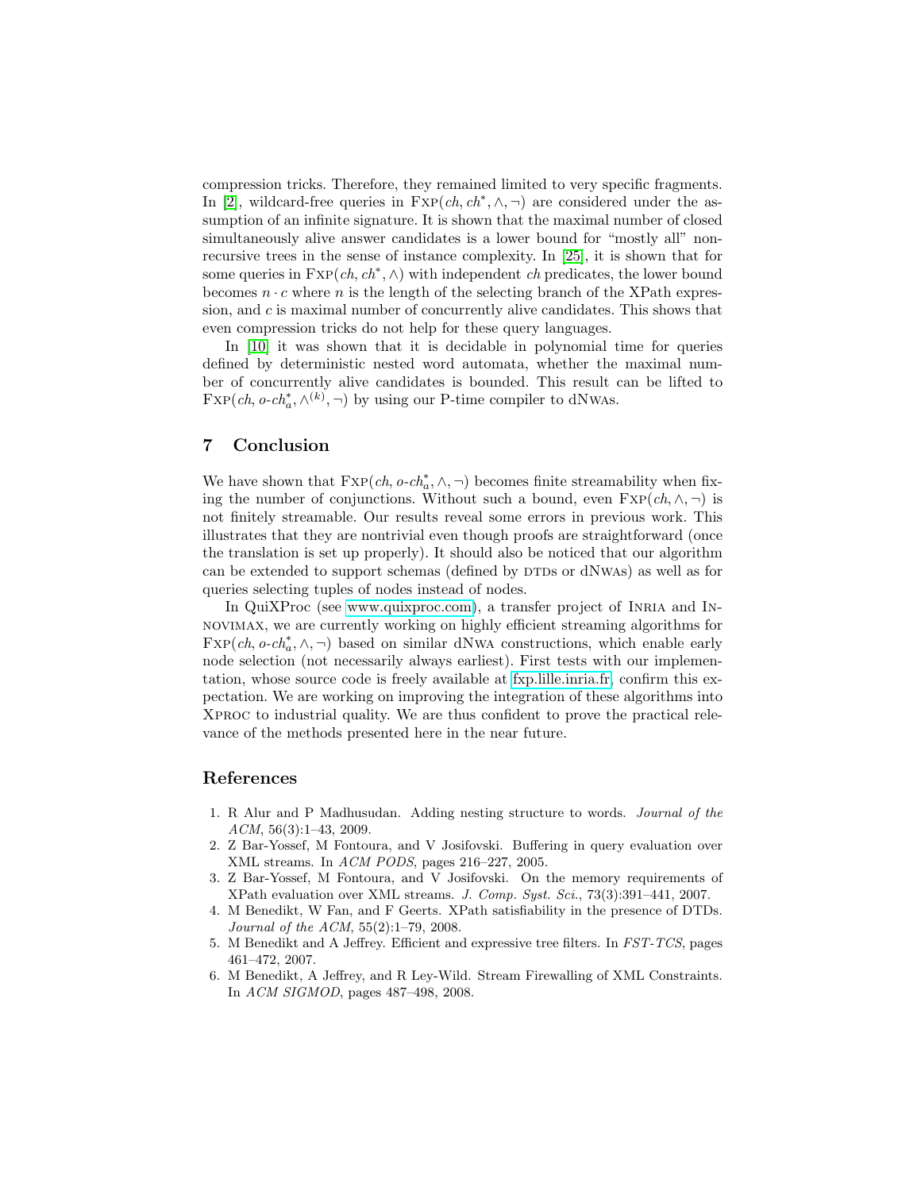compression tricks. Therefore, they remained limited to very specific fragments. In [2], wildcard-free queries in $\text{FXP}(ch, ch^*, \wedge, \neg)$ are considered under the assumption of an infinite signature. It is shown that the maximal number of closed simultaneously alive answer candidates is a lower bound for "mostly all" nonrecursive trees in the sense of instance complexity. In [25], it is shown that for some queries in $\text{FXP}(ch, ch^*, \wedge)$ with independent $ch$ predicates, the lower bound becomes $n \cdot c$ where $n$ is the length of the selecting branch of the XPath expression, and $c$ is maximal number of concurrently alive candidates. This shows that even compression tricks do not help for these query languages.

In [10] it was shown that it is decidable in polynomial time for queries defined by deterministic nested word automata, whether the maximal number of concurrently alive candidates is bounded. This result can be lifted to $\text{FXP}(ch, o\text{-}ch_a^*, \wedge^{(k)}, \neg)$ by using our P-time compiler to dNWAs.

## 7 Conclusion

We have shown that $\text{FXP}(ch, o\text{-}ch_a^*, \wedge, \neg)$ becomes finite streamability when fixing the number of conjunctions. Without such a bound, even $\text{FXP}(ch, \wedge, \neg)$ is not finitely streamable. Our results reveal some errors in previous work. This illustrates that they are nontrivial even though proofs are straightforward (once the translation is set up properly). It should also be noticed that our algorithm can be extended to support schemas (defined by DTDs or dNWAs) as well as for queries selecting tuples of nodes instead of nodes.

In QuiXProc (see www.quixproc.com), a transfer project of INRIA and INNOVIMAX, we are currently working on highly efficient streaming algorithms for $\text{FXP}(ch, o\text{-}ch_a^*, \wedge, \neg)$ based on similar dNWA constructions, which enable early node selection (not necessarily always earliest). First tests with our implementation, whose source code is freely available at fxp.lille.inria.fr, confirm this expectation. We are working on improving the integration of these algorithms into XPROC to industrial quality. We are thus confident to prove the practical relevance of the methods presented here in the near future.

## References

1. R Alur and P Madhusudan. Adding nesting structure to words. *Journal of the ACM*, 56(3):1–43, 2009.
2. Z Bar-Yossef, M Fontoura, and V Josifovski. Buffering in query evaluation over XML streams. In *ACM PODS*, pages 216–227, 2005.
3. Z Bar-Yossef, M Fontoura, and V Josifovski. On the memory requirements of XPath evaluation over XML streams. *J. Comp. Syst. Sci.*, 73(3):391–441, 2007.
4. M Benedikt, W Fan, and F Geerts. XPath satisfiability in the presence of DTDs. *Journal of the ACM*, 55(2):1–79, 2008.
5. M Benedikt and A Jeffrey. Efficient and expressive tree filters. In *FST-TCS*, pages 461–472, 2007.
6. M Benedikt, A Jeffrey, and R Ley-Wild. Stream Firewalling of XML Constraints. In *ACM SIGMOD*, pages 487–498, 2008.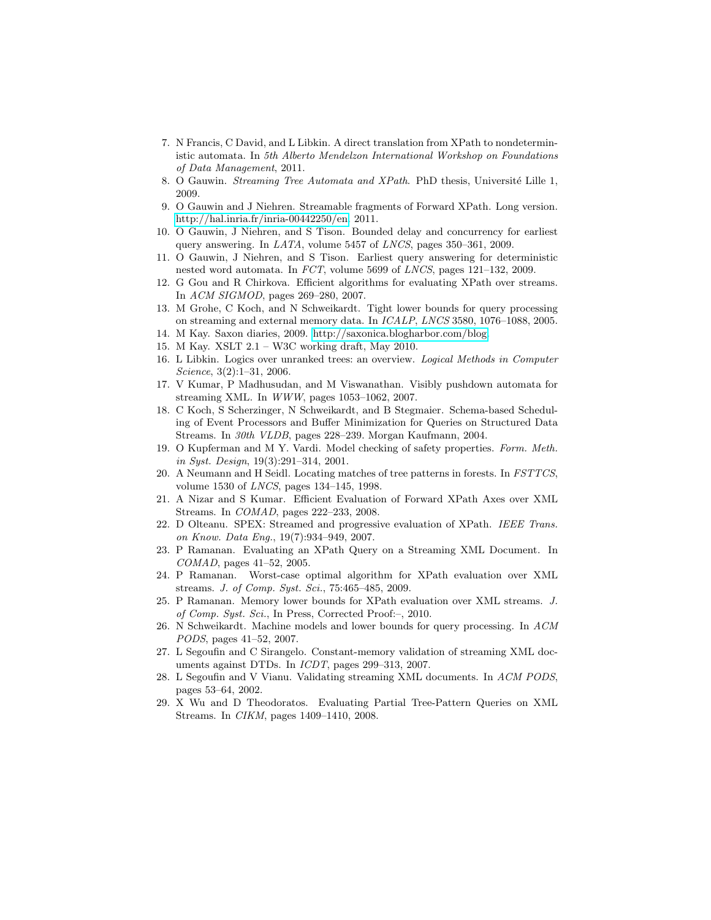7. N Francis, C David, and L Libkin. A direct translation from XPath to nondeterministic automata. In *5th Alberto Mendelzon International Workshop on Foundations of Data Management*, 2011.
8. O Gauwin. *Streaming Tree Automata and XPath*. PhD thesis, Université Lille 1, 2009.
9. O Gauwin and J Niehren. Streamable fragments of Forward XPath. Long version. http://hal.inria.fr/inria-00442250/en, 2011.
10. O Gauwin, J Niehren, and S Tison. Bounded delay and concurrency for earliest query answering. In *LATA*, volume 5457 of *LNCS*, pages 350–361, 2009.
11. O Gauwin, J Niehren, and S Tison. Earliest query answering for deterministic nested word automata. In *FCT*, volume 5699 of *LNCS*, pages 121–132, 2009.
12. G Gou and R Chirkova. Efficient algorithms for evaluating XPath over streams. In *ACM SIGMOD*, pages 269–280, 2007.
13. M Grohe, C Koch, and N Schweikardt. Tight lower bounds for query processing on streaming and external memory data. In *ICALP*, *LNCS* 3580, 1076–1088, 2005.
14. M Kay. Saxon diaries, 2009. http://saxonica.blogharbor.com/blog.
15. M Kay. XSLT 2.1 – W3C working draft, May 2010.
16. L Libkin. Logics over unranked trees: an overview. *Logical Methods in Computer Science*, 3(2):1–31, 2006.
17. V Kumar, P Madhusudan, and M Viswanathan. Visibly pushdown automata for streaming XML. In *WWW*, pages 1053–1062, 2007.
18. C Koch, S Scherzinger, N Schweikardt, and B Stegmaier. Schema-based Scheduling of Event Processors and Buffer Minimization for Queries on Structured Data Streams. In *30th VLDB*, pages 228–239. Morgan Kaufmann, 2004.
19. O Kupferman and M Y. Vardi. Model checking of safety properties. *Form. Meth. in Syst. Design*, 19(3):291–314, 2001.
20. A Neumann and H Seidl. Locating matches of tree patterns in forests. In *FSTTCS*, volume 1530 of *LNCS*, pages 134–145, 1998.
21. A Nizar and S Kumar. Efficient Evaluation of Forward XPath Axes over XML Streams. In *COMAD*, pages 222–233, 2008.
22. D Olteanu. SPEX: Streamed and progressive evaluation of XPath. *IEEE Trans. on Know. Data Eng.*, 19(7):934–949, 2007.
23. P Ramanan. Evaluating an XPath Query on a Streaming XML Document. In *COMAD*, pages 41–52, 2005.
24. P Ramanan. Worst-case optimal algorithm for XPath evaluation over XML streams. *J. of Comp. Syst. Sci.*, 75:465–485, 2009.
25. P Ramanan. Memory lower bounds for XPath evaluation over XML streams. *J. of Comp. Syst. Sci.*, In Press, Corrected Proof:–, 2010.
26. N Schweikardt. Machine models and lower bounds for query processing. In *ACM PODS*, pages 41–52, 2007.
27. L Segoufin and C Sirangelo. Constant-memory validation of streaming XML documents against DTDs. In *ICDT*, pages 299–313, 2007.
28. L Segoufin and V Vianu. Validating streaming XML documents. In *ACM PODS*, pages 53–64, 2002.
29. X Wu and D Theodoratos. Evaluating Partial Tree-Pattern Queries on XML Streams. In *CIKM*, pages 1409–1410, 2008.